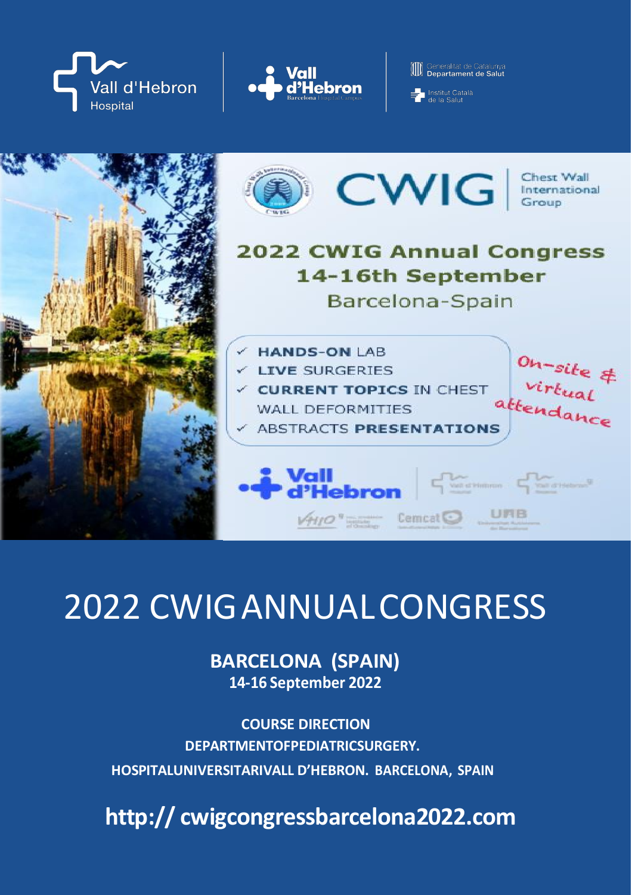# 2022 CWIG ANNUAL CONGRESS

**BARCELONA (SPAIN)**
**14-16 September 2022**

**COURSE DIRECTION**
**DEPARTMENTOFPEDIATRICSURGERY.**
**HOSPITALUNIVERSITARIVALL D'HEBRON. BARCELONA, SPAIN**

**http:// cwigcongressbarcelona2022.com**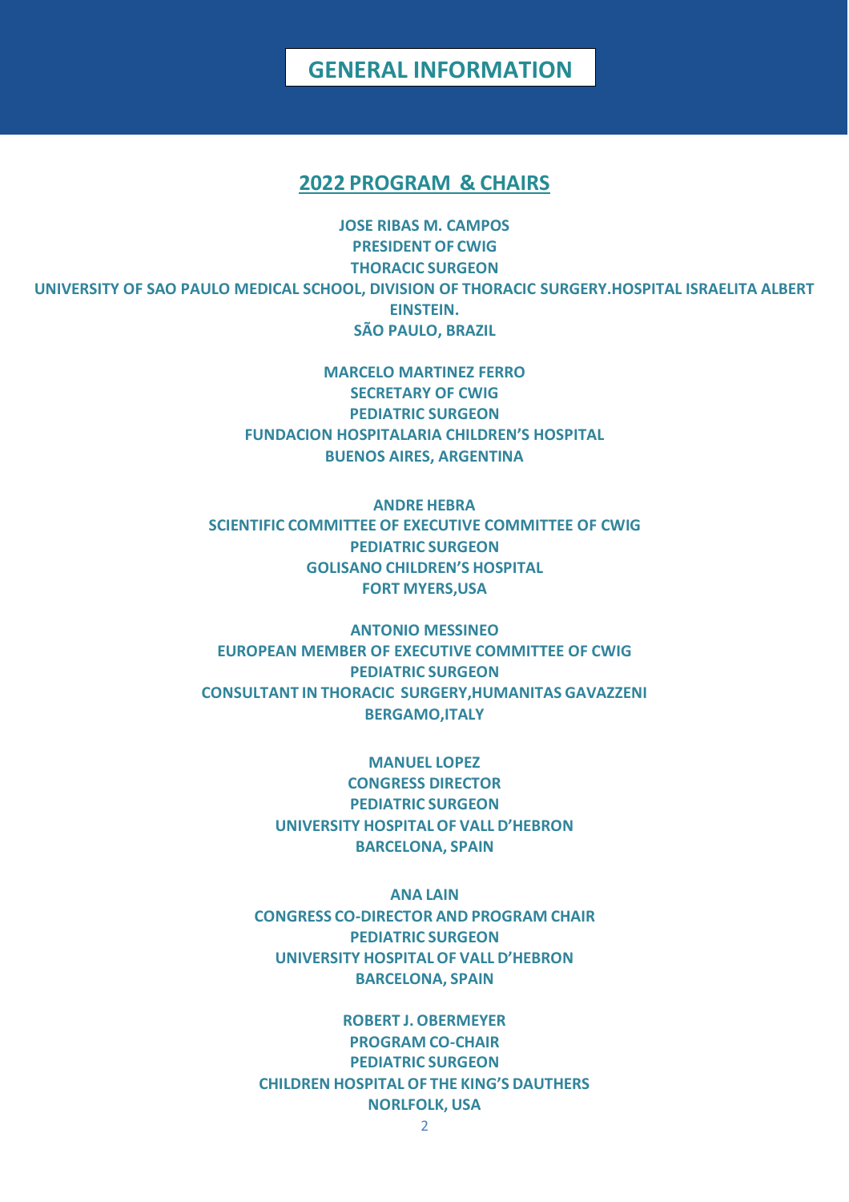# GENERAL INFORMATION

## 2022 PROGRAM & CHAIRS

**JOSE RIBAS M. CAMPOS**
**PRESIDENT OF CWIG**
**THORACIC SURGEON**
**UNIVERSITY OF SAO PAULO MEDICAL SCHOOL, DIVISION OF THORACIC SURGERY.HOSPITAL ISRAELITA ALBERT EINSTEIN.**
**SÃO PAULO, BRAZIL**

**MARCELO MARTINEZ FERRO**
**SECRETARY OF CWIG**
**PEDIATRIC SURGEON**
**FUNDACION HOSPITALARIA CHILDREN'S HOSPITAL**
**BUENOS AIRES, ARGENTINA**

**ANDRE HEBRA**
**SCIENTIFIC COMMITTEE OF EXECUTIVE COMMITTEE OF CWIG**
**PEDIATRIC SURGEON**
**GOLISANO CHILDREN'S HOSPITAL**
**FORT MYERS,USA**

**ANTONIO MESSINEO**
**EUROPEAN MEMBER OF EXECUTIVE COMMITTEE OF CWIG**
**PEDIATRIC SURGEON**
**CONSULTANT IN THORACIC SURGERY,HUMANITAS GAVAZZENI**
**BERGAMO,ITALY**

**MANUEL LOPEZ**
**CONGRESS DIRECTOR**
**PEDIATRIC SURGEON**
**UNIVERSITY HOSPITAL OF VALL D'HEBRON**
**BARCELONA, SPAIN**

**ANA LAIN**
**CONGRESS CO-DIRECTOR AND PROGRAM CHAIR**
**PEDIATRIC SURGEON**
**UNIVERSITY HOSPITAL OF VALL D'HEBRON**
**BARCELONA, SPAIN**

**ROBERT J. OBERMEYER**
**PROGRAM CO-CHAIR**
**PEDIATRIC SURGEON**
**CHILDREN HOSPITAL OF THE KING'S DAUTHERS**
**NORLFOLK, USA**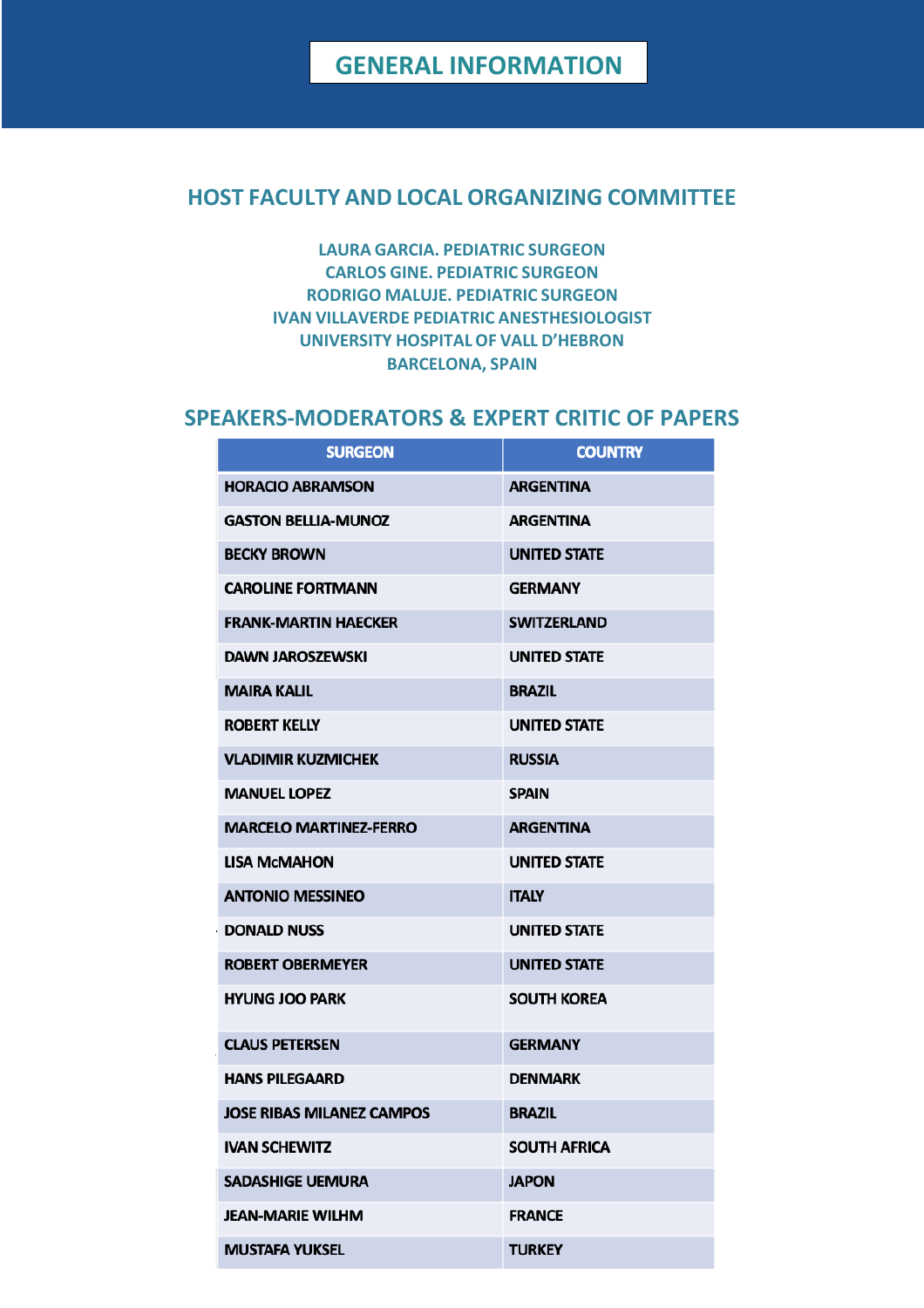# GENERAL INFORMATION

## HOST FACULTY AND LOCAL ORGANIZING COMMITTEE

LAURA GARCIA. PEDIATRIC SURGEON
CARLOS GINE. PEDIATRIC SURGEON
RODRIGO MALUJE. PEDIATRIC SURGEON
IVAN VILLAVERDE PEDIATRIC ANESTHESIOLOGIST
UNIVERSITY HOSPITAL OF VALL D'HEBRON
BARCELONA, SPAIN

## SPEAKERS-MODERATORS & EXPERT CRITIC OF PAPERS

| SURGEON | COUNTRY |
|---|---|
| HORACIO ABRAMSON | ARGENTINA |
| GASTON BELLIA-MUNOZ | ARGENTINA |
| BECKY BROWN | UNITED STATE |
| CAROLINE FORTMANN | GERMANY |
| FRANK-MARTIN HAECKER | SWITZERLAND |
| DAWN JAROSZEWSKI | UNITED STATE |
| MAIRA KALIL | BRAZIL |
| ROBERT KELLY | UNITED STATE |
| VLADIMIR KUZMICHEK | RUSSIA |
| MANUEL LOPEZ | SPAIN |
| MARCELO MARTINEZ-FERRO | ARGENTINA |
| LISA McMAHON | UNITED STATE |
| ANTONIO MESSINEO | ITALY |
| DONALD NUSS | UNITED STATE |
| ROBERT OBERMEYER | UNITED STATE |
| HYUNG JOO PARK | SOUTH KOREA |
| CLAUS PETERSEN | GERMANY |
| HANS PILEGAARD | DENMARK |
| JOSE RIBAS MILANEZ CAMPOS | BRAZIL |
| IVAN SCHEWITZ | SOUTH AFRICA |
| SADASHIGE UEMURA | JAPON |
| JEAN-MARIE WILHM | FRANCE |
| MUSTAFA YUKSEL | TURKEY |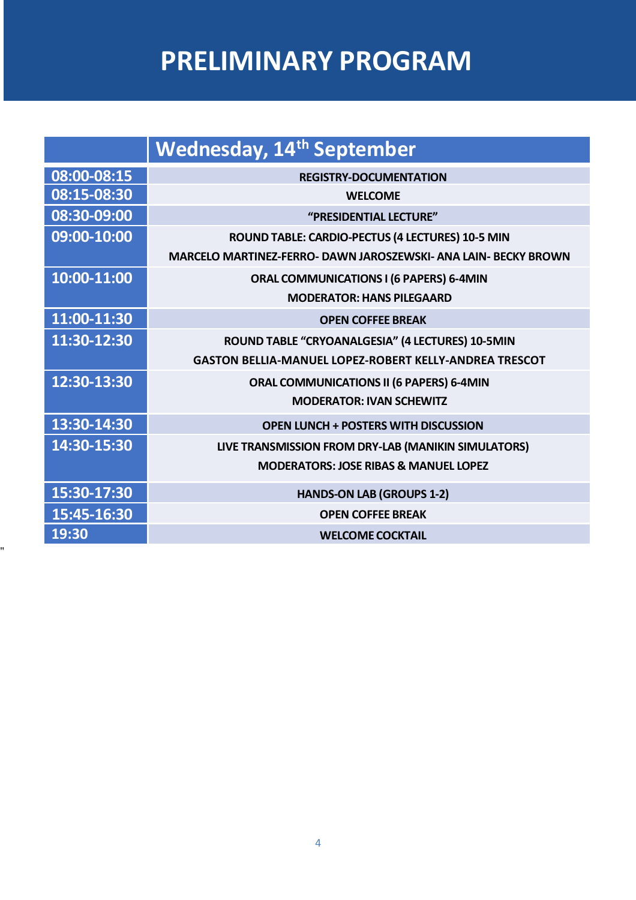# PRELIMINARY PROGRAM

| | Wednesday, 14th September |
|---|---|
| 08:00-08:15 | REGISTRY-DOCUMENTATION |
| 08:15-08:30 | WELCOME |
| 08:30-09:00 | “PRESIDENTIAL LECTURE” |
| 09:00-10:00 | ROUND TABLE: CARDIO-PECTUS (4 LECTURES) 10-5 MIN<br>MARCELO MARTINEZ-FERRO- DAWN JAROSZEWSKI- ANA LAIN- BECKY BROWN |
| 10:00-11:00 | ORAL COMMUNICATIONS I (6 PAPERS) 6-4MIN<br>MODERATOR: HANS PILEGAARD |
| 11:00-11:30 | OPEN COFFEE BREAK |
| 11:30-12:30 | ROUND TABLE “CRYOANALGESIA” (4 LECTURES) 10-5MIN<br>GASTON BELLIA-MANUEL LOPEZ-ROBERT KELLY-ANDREA TRESCOT |
| 12:30-13:30 | ORAL COMMUNICATIONS II (6 PAPERS) 6-4MIN<br>MODERATOR: IVAN SCHEWITZ |
| 13:30-14:30 | OPEN LUNCH + POSTERS WITH DISCUSSION |
| 14:30-15:30 | LIVE TRANSMISSION FROM DRY-LAB (MANIKIN SIMULATORS)<br>MODERATORS: JOSE RIBAS & MANUEL LOPEZ |
| 15:30-17:30 | HANDS-ON LAB (GROUPS 1-2) |
| 15:45-16:30 | OPEN COFFEE BREAK |
| 19:30 | WELCOME COCKTAIL |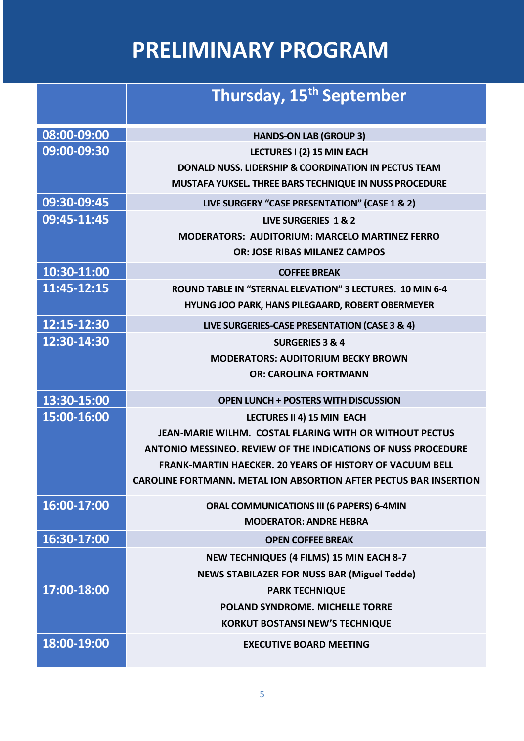# PRELIMINARY PROGRAM

| | Thursday, 15th September |
|---|---|
| 08:00-09:00 | HANDS-ON LAB (GROUP 3) |
| 09:00-09:30 | LECTURES I (2) 15 MIN EACH<br>DONALD NUSS. LIDERSHIP & COORDINATION IN PECTUS TEAM<br>MUSTAFA YUKSEL. THREE BARS TECHNIQUE IN NUSS PROCEDURE |
| 09:30-09:45 | LIVE SURGERY "CASE PRESENTATION" (CASE 1 & 2) |
| 09:45-11:45 | LIVE SURGERIES 1 & 2<br>MODERATORS: AUDITORIUM: MARCELO MARTINEZ FERRO<br>OR: JOSE RIBAS MILANEZ CAMPOS |
| 10:30-11:00 | COFFEE BREAK |
| 11:45-12:15 | ROUND TABLE IN "STERNAL ELEVATION" 3 LECTURES. 10 MIN 6-4<br>HYUNG JOO PARK, HANS PILEGAARD, ROBERT OBERMEYER |
| 12:15-12:30 | LIVE SURGERIES-CASE PRESENTATION (CASE 3 & 4) |
| 12:30-14:30 | SURGERIES 3 & 4<br>MODERATORS: AUDITORIUM BECKY BROWN<br>OR: CAROLINA FORTMANN |
| 13:30-15:00 | OPEN LUNCH + POSTERS WITH DISCUSSION |
| 15:00-16:00 | LECTURES II 4) 15 MIN EACH<br>JEAN-MARIE WILHM. COSTAL FLARING WITH OR WITHOUT PECTUS<br>ANTONIO MESSINEO. REVIEW OF THE INDICATIONS OF NUSS PROCEDURE<br>FRANK-MARTIN HAECKER. 20 YEARS OF HISTORY OF VACUUM BELL<br>CAROLINE FORTMANN. METAL ION ABSORTION AFTER PECTUS BAR INSERTION |
| 16:00-17:00 | ORAL COMMUNICATIONS III (6 PAPERS) 6-4MIN<br>MODERATOR: ANDRE HEBRA |
| 16:30-17:00 | OPEN COFFEE BREAK |
| 17:00-18:00 | NEW TECHNIQUES (4 FILMS) 15 MIN EACH 8-7<br>NEWS STABILAZER FOR NUSS BAR (Miguel Tedde)<br>PARK TECHNIQUE<br>POLAND SYNDROME. MICHELLE TORRE<br>KORKUT BOSTANSI NEW'S TECHNIQUE |
| 18:00-19:00 | EXECUTIVE BOARD MEETING |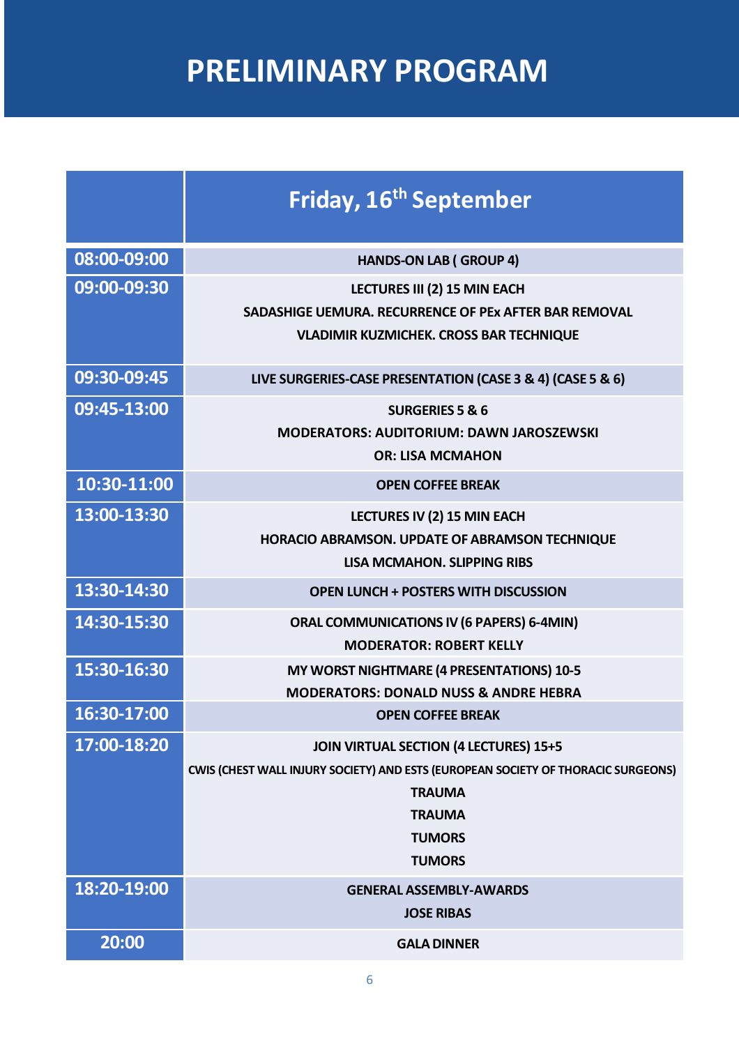# PRELIMINARY PROGRAM

| | Friday, 16th September |
|---|---|
| 08:00-09:00 | HANDS-ON LAB ( GROUP 4) |
| 09:00-09:30 | LECTURES III (2) 15 MIN EACH<br>SADASHIGE UEMURA. RECURRENCE OF PEx AFTER BAR REMOVAL<br>VLADIMIR KUZMICHEK. CROSS BAR TECHNIQUE |
| 09:30-09:45 | LIVE SURGERIES-CASE PRESENTATION (CASE 3 & 4) (CASE 5 & 6) |
| 09:45-13:00 | SURGERIES 5 & 6<br>MODERATORS: AUDITORIUM: DAWN JAROSZEWSKI<br>OR: LISA MCMAHON |
| 10:30-11:00 | OPEN COFFEE BREAK |
| 13:00-13:30 | LECTURES IV (2) 15 MIN EACH<br>HORACIO ABRAMSON. UPDATE OF ABRAMSON TECHNIQUE<br>LISA MCMAHON. SLIPPING RIBS |
| 13:30-14:30 | OPEN LUNCH + POSTERS WITH DISCUSSION |
| 14:30-15:30 | ORAL COMMUNICATIONS IV (6 PAPERS) 6-4MIN)<br>MODERATOR: ROBERT KELLY |
| 15:30-16:30 | MY WORST NIGHTMARE (4 PRESENTATIONS) 10-5<br>MODERATORS: DONALD NUSS & ANDRE HEBRA |
| 16:30-17:00 | OPEN COFFEE BREAK |
| 17:00-18:20 | JOIN VIRTUAL SECTION (4 LECTURES) 15+5<br>CWIS (CHEST WALL INJURY SOCIETY) AND ESTS (EUROPEAN SOCIETY OF THORACIC SURGEONS)<br>TRAUMA<br>TRAUMA<br>TUMORS<br>TUMORS |
| 18:20-19:00 | GENERAL ASSEMBLY-AWARDS<br>JOSE RIBAS |
| 20:00 | GALA DINNER |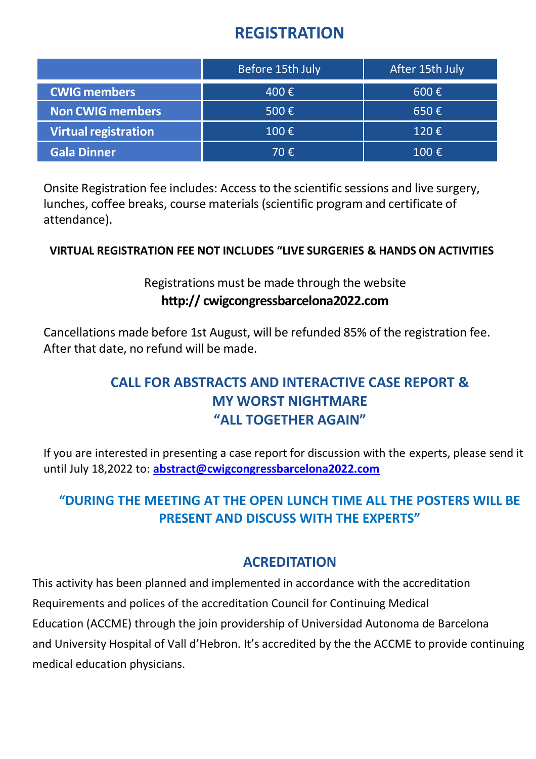# REGISTRATION

| | Before 15th July | After 15th July |
|---|---|---|
| **CWIG members** | 400 € | 600 € |
| **Non CWIG members** | 500 € | 650 € |
| **Virtual registration** | 100 € | 120 € |
| **Gala Dinner** | 70 € | 100 € |

Onsite Registration fee includes: Access to the scientific sessions and live surgery, lunches, coffee breaks, course materials (scientific program and certificate of attendance).

**VIRTUAL REGISTRATION FEE NOT INCLUDES "LIVE SURGERIES & HANDS ON ACTIVITIES**

Registrations must be made through the website
**http:// cwigcongressbarcelona2022.com**

Cancellations made before 1st August, will be refunded 85% of the registration fee. After that date, no refund will be made.

## CALL FOR ABSTRACTS AND INTERACTIVE CASE REPORT & MY WORST NIGHTMARE "ALL TOGETHER AGAIN"

If you are interested in presenting a case report for discussion with the experts, please send it until July 18,2022 to: **abstract@cwigcongressbarcelona2022.com**

**"DURING THE MEETING AT THE OPEN LUNCH TIME ALL THE POSTERS WILL BE PRESENT AND DISCUSS WITH THE EXPERTS"**

## ACREDITATION

This activity has been planned and implemented in accordance with the accreditation Requirements and polices of the accreditation Council for Continuing Medical Education (ACCME) through the join providership of Universidad Autonoma de Barcelona and University Hospital of Vall d'Hebron. It's accredited by the the ACCME to provide continuing medical education physicians.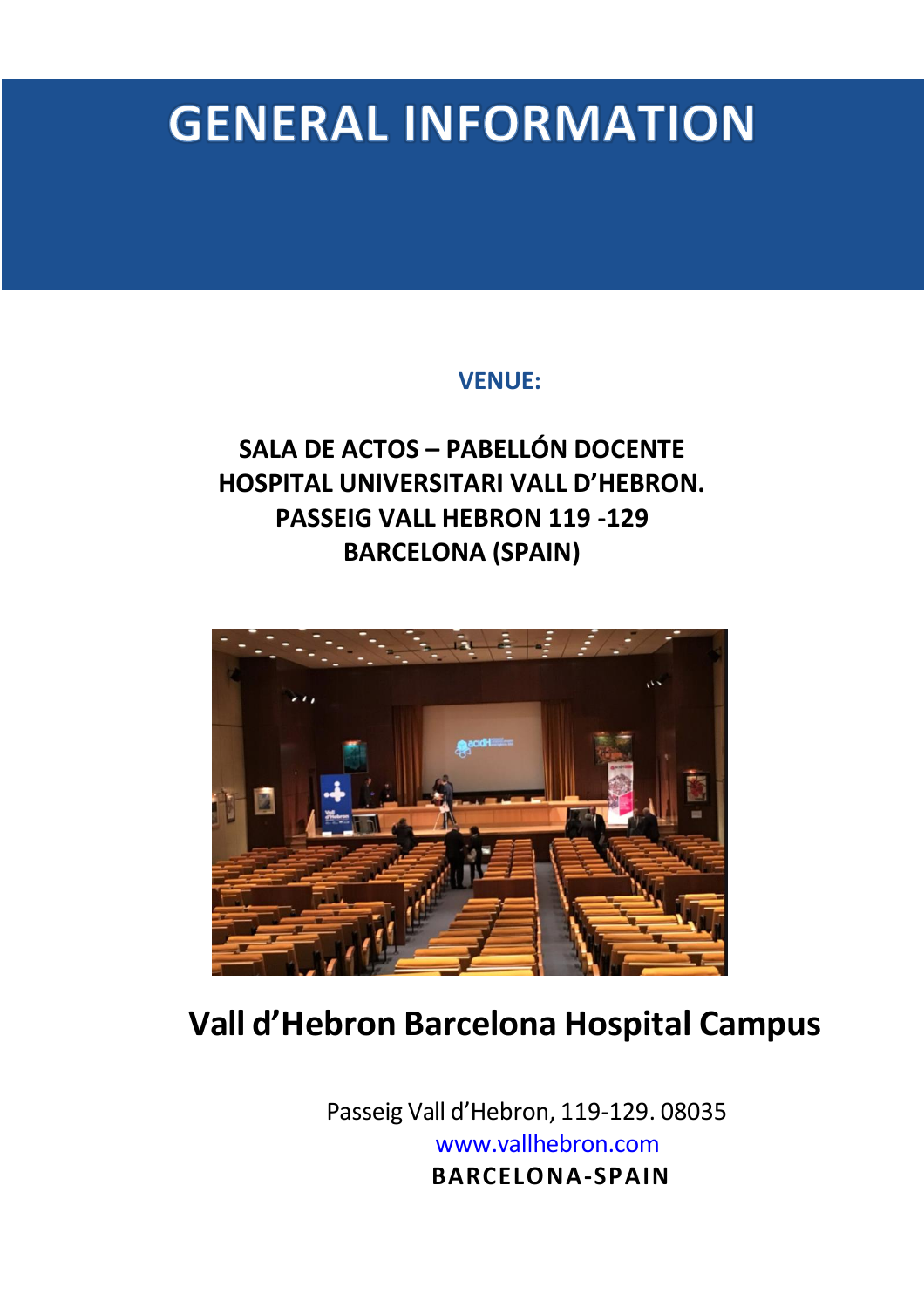# GENERAL INFORMATION

**VENUE:**

**SALA DE ACTOS – PABELLÓN DOCENTE**
**HOSPITAL UNIVERSITARI VALL D'HEBRON.**
**PASSEIG VALL HEBRON 119 -129**
**BARCELONA (SPAIN)**

## Vall d'Hebron Barcelona Hospital Campus

Passeig Vall d'Hebron, 119-129. 08035
www.vallhebron.com
**BARCELONA-SPAIN**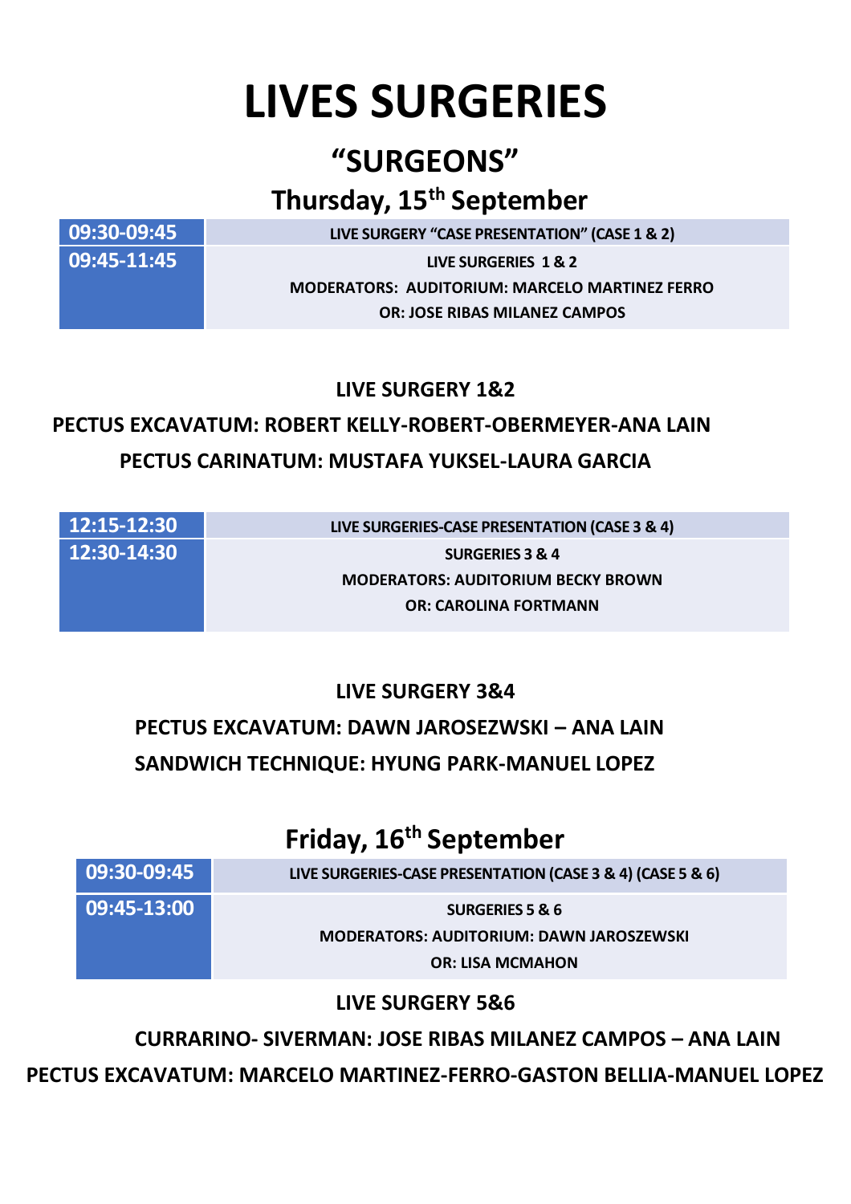# LIVES SURGERIES

## "SURGEONS"

### Thursday, 15th September

| | |
|---|---|
| 09:30-09:45 | LIVE SURGERY "CASE PRESENTATION" (CASE 1 & 2) |
| 09:45-11:45 | LIVE SURGERIES 1 & 2<br>MODERATORS: AUDITORIUM: MARCELO MARTINEZ FERRO<br>OR: JOSE RIBAS MILANEZ CAMPOS |

**LIVE SURGERY 1&2**

**PECTUS EXCAVATUM: ROBERT KELLY-ROBERT-OBERMEYER-ANA LAIN**

**PECTUS CARINATUM: MUSTAFA YUKSEL-LAURA GARCIA**

| | |
|---|---|
| 12:15-12:30 | LIVE SURGERIES-CASE PRESENTATION (CASE 3 & 4) |
| 12:30-14:30 | SURGERIES 3 & 4<br>MODERATORS: AUDITORIUM BECKY BROWN<br>OR: CAROLINA FORTMANN |

**LIVE SURGERY 3&4**

**PECTUS EXCAVATUM: DAWN JAROSEZWSKI – ANA LAIN**

**SANDWICH TECHNIQUE: HYUNG PARK-MANUEL LOPEZ**

### Friday, 16th September

| | |
|---|---|
| 09:30-09:45 | LIVE SURGERIES-CASE PRESENTATION (CASE 3 & 4) (CASE 5 & 6) |
| 09:45-13:00 | SURGERIES 5 & 6<br>MODERATORS: AUDITORIUM: DAWN JAROSZEWSKI<br>OR: LISA MCMAHON |

**LIVE SURGERY 5&6**

**CURRARINO- SIVERMAN: JOSE RIBAS MILANEZ CAMPOS – ANA LAIN**

**PECTUS EXCAVATUM: MARCELO MARTINEZ-FERRO-GASTON BELLIA-MANUEL LOPEZ**